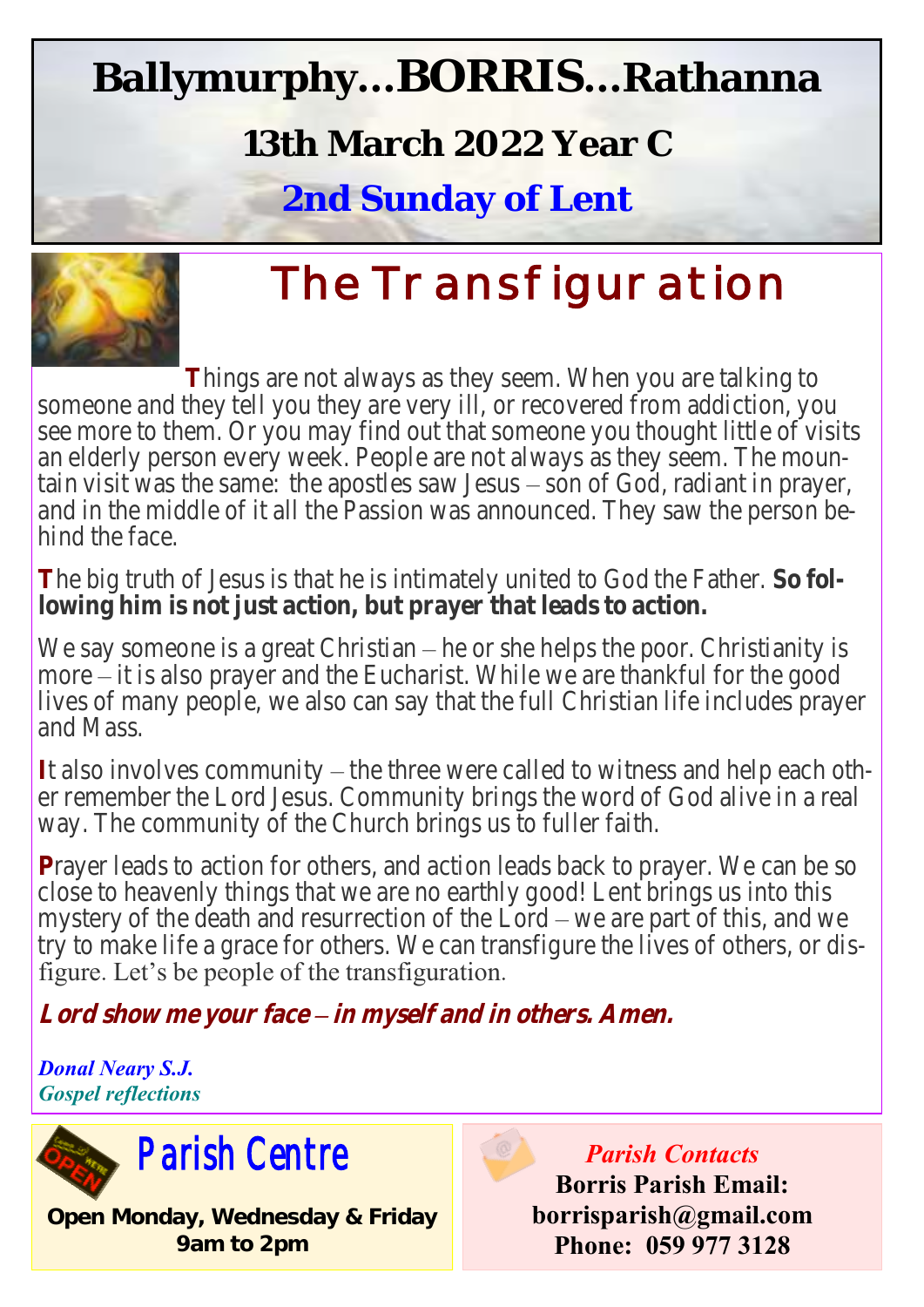# Ballymurphy…BORRIS…Rathanna

## 13th March 2022 Year C

## 2nd Sunday of Lent

# The Transfiguration

**T**hings are not always as they seem. When you are talking to someone and they tell you they are very ill, or recovered from addiction, you see more to them. Or you may find out that someone you thought little of visits an elderly person every week. People are not always as they seem. The mountain visit was the same: the apostles saw Jesus – son of God, radiant in prayer, and in the middle of it all the Passion was announced. They saw the person behind the face.

**T**he big truth of Jesus is that he is intimately united to God the Father. **So following him is not just action, but prayer that leads to action.**

We say someone is a great Christian – he or she helps the poor. Christianity is more – it is also prayer and the Eucharist. While we are thankful for the good lives of many people, we also can say that the full Christian life includes prayer and Mass.

**I**t also involves community – the three were called to witness and help each other remember the Lord Jesus. Community brings the word of God alive in a real way. The community of the Church brings us to fuller faith.

**P**rayer leads to action for others, and action leads back to prayer. We can be so close to heavenly things that we are no earthly good! Lent brings us into this mystery of the death and resurrection of the Lord – we are part of this, and we try to make life a grace for others. We can transfigure the lives of others, or disfigure. Let's be people of the transfiguration.

***Lord show me your face – in myself and in others. Amen.***

*Donal Neary S.J.*
*Gospel reflections*

## Parish Centre

**Open Monday, Wednesday & Friday 9am to 2pm**

*Parish Contacts*

**Borris Parish Email: borrisparish@gmail.com**
**Phone: 059 977 3128**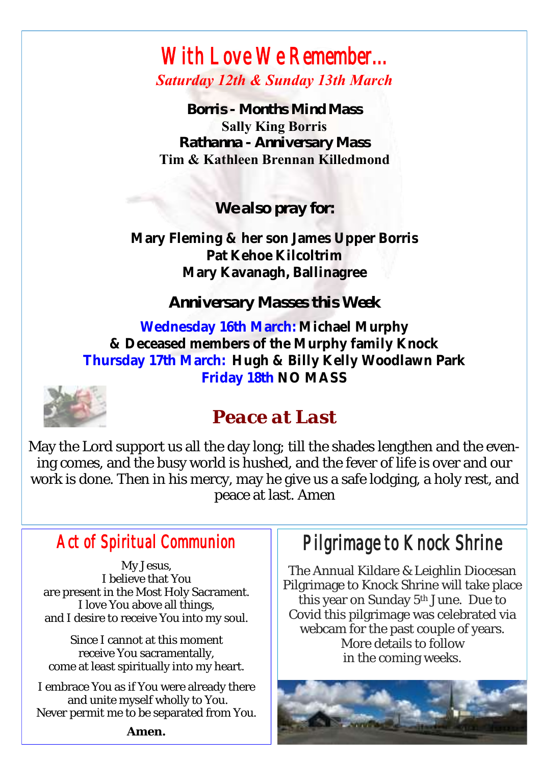# With Love We Remember...

*Saturday 12th & Sunday 13th March*

**Borris - Months Mind Mass**
**Sally King Borris**
**Rathanna - Anniversary Mass**
**Tim & Kathleen Brennan Killedmond**

### We also pray for:

**Mary Fleming & her son James Upper Borris**
**Pat Kehoe Kilcoltrim**
**Mary Kavanagh, Ballinagree**

### Anniversary Masses this Week

**Wednesday 16th March: Michael Murphy & Deceased members of the Murphy family Knock**
**Thursday 17th March: Hugh & Billy Kelly Woodlawn Park**
**Friday 18th NO MASS**

## *Peace at Last*

May the Lord support us all the day long; till the shades lengthen and the evening comes, and the busy world is hushed, and the fever of life is over and our work is done. Then in his mercy, may he give us a safe lodging, a holy rest, and peace at last. Amen

## Act of Spiritual Communion

My Jesus,
I believe that You
are present in the Most Holy Sacrament.
I love You above all things,
and I desire to receive You into my soul.

Since I cannot at this moment
receive You sacramentally,
come at least spiritually into my heart.

I embrace You as if You were already there
and unite myself wholly to You.
Never permit me to be separated from You.

**Amen.**

## Pilgrimage to Knock Shrine

The Annual Kildare & Leighlin Diocesan Pilgrimage to Knock Shrine will take place this year on Sunday 5th June. Due to Covid this pilgrimage was celebrated via webcam for the past couple of years. More details to follow in the coming weeks.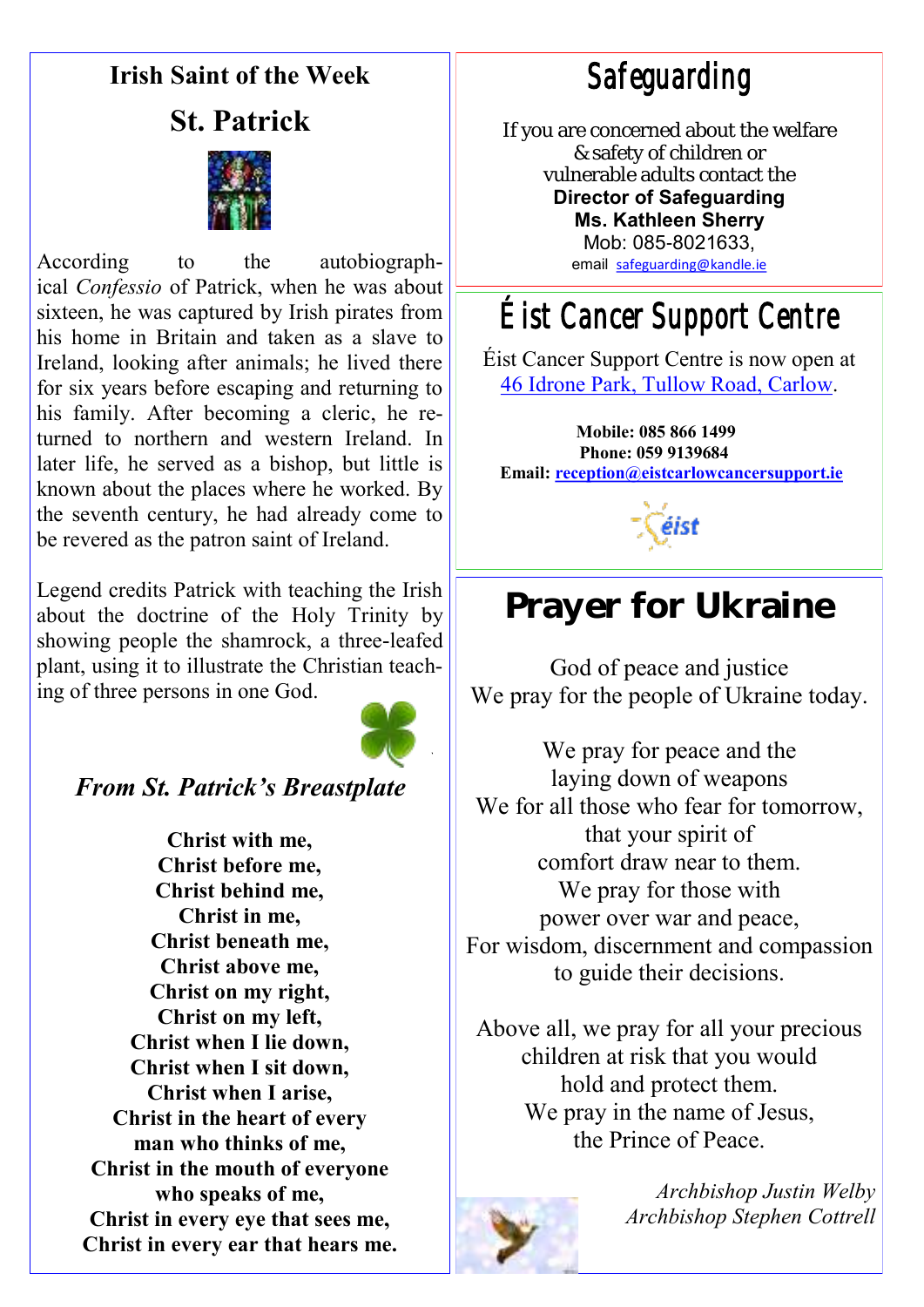## Irish Saint of the Week

## St. Patrick

According to the autobiographical *Confessio* of Patrick, when he was about sixteen, he was captured by Irish pirates from his home in Britain and taken as a slave to Ireland, looking after animals; he lived there for six years before escaping and returning to his family. After becoming a cleric, he returned to northern and western Ireland. In later life, he served as a bishop, but little is known about the places where he worked. By the seventh century, he had already come to be revered as the patron saint of Ireland.

Legend credits Patrick with teaching the Irish about the doctrine of the Holy Trinity by showing people the shamrock, a three-leafed plant, using it to illustrate the Christian teaching of three persons in one God.

### *From St. Patrick's Breastplate*

**Christ with me,**
**Christ before me,**
**Christ behind me,**
**Christ in me,**
**Christ beneath me,**
**Christ above me,**
**Christ on my right,**
**Christ on my left,**
**Christ when I lie down,**
**Christ when I sit down,**
**Christ when I arise,**
**Christ in the heart of every man who thinks of me,**
**Christ in the mouth of everyone who speaks of me,**
**Christ in every eye that sees me,**
**Christ in every ear that hears me.**

## Safeguarding

If you are concerned about the welfare & safety of children or vulnerable adults contact the
**Director of Safeguarding**
**Ms. Kathleen Sherry**
Mob: 085-8021633,
email safeguarding@kandle.ie

## Éist Cancer Support Centre

Éist Cancer Support Centre is now open at 46 Idrone Park, Tullow Road, Carlow.

**Mobile: 085 866 1499**
**Phone: 059 9139684**
**Email: reception@eistcarlowcancersupport.ie**

## Prayer for Ukraine

God of peace and justice
We pray for the people of Ukraine today.

We pray for peace and the laying down of weapons
We for all those who fear for tomorrow, that your spirit of comfort draw near to them.
We pray for those with power over war and peace,
For wisdom, discernment and compassion to guide their decisions.

Above all, we pray for all your precious children at risk that you would hold and protect them.
We pray in the name of Jesus, the Prince of Peace.

*Archbishop Justin Welby*
*Archbishop Stephen Cottrell*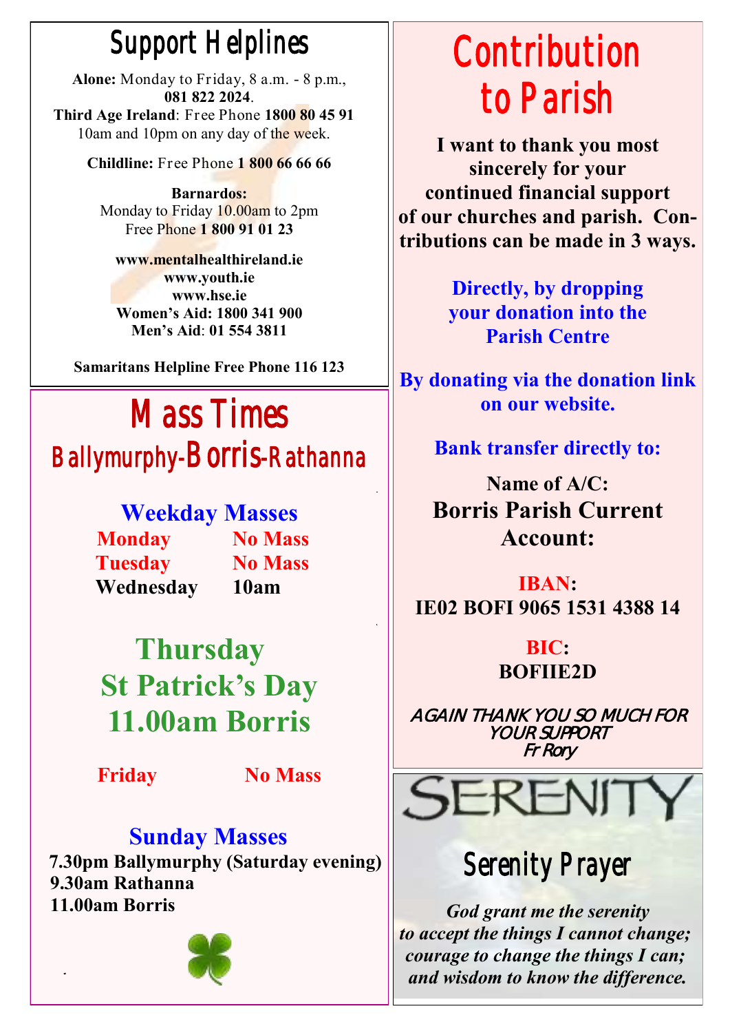## Support Helplines

**Alone:** Monday to Friday, 8 a.m. - 8 p.m., **081 822 2024**.
**Third Age Ireland**: Free Phone **1800 80 45 91** 10am and 10pm on any day of the week.

**Childline:** Free Phone **1 800 66 66 66**

**Barnardos:**
Monday to Friday 10.00am to 2pm
Free Phone **1 800 91 01 23**

**www.mentalhealthireland.ie**
**www.youth.ie**
**www.hse.ie**
**Women's Aid: 1800 341 900**
**Men's Aid**: **01 554 3811**

**Samaritans Helpline Free Phone 116 123**

## Mass Times

### Ballymurphy-Borris-Rathanna

**Weekday Masses**

| | |
|---|---|
| **Monday** | **No Mass** |
| **Tuesday** | **No Mass** |
| **Wednesday** | **10am** |

**Thursday**
**St Patrick's Day**
**11.00am Borris**

| | |
|---|---|
| **Friday** | **No Mass** |

**Sunday Masses**

**7.30pm Ballymurphy (Saturday evening)**
**9.30am Rathanna**
**11.00am Borris**

## Contribution to Parish

**I want to thank you most sincerely for your continued financial support of our churches and parish. Contributions can be made in 3 ways.**

**Directly, by dropping your donation into the Parish Centre**

**By donating via the donation link on our website.**

**Bank transfer directly to:**

**Name of A/C:**
**Borris Parish Current Account:**

**IBAN:**
**IE02 BOFI 9065 1531 4388 14**

**BIC:**
**BOFIIE2D**

*AGAIN THANK YOU SO MUCH FOR YOUR SUPPORT*
*Fr Rory*

SERENITY

## Serenity Prayer

***God grant me the serenity***
***to accept the things I cannot change;***
***courage to change the things I can;***
***and wisdom to know the difference.***